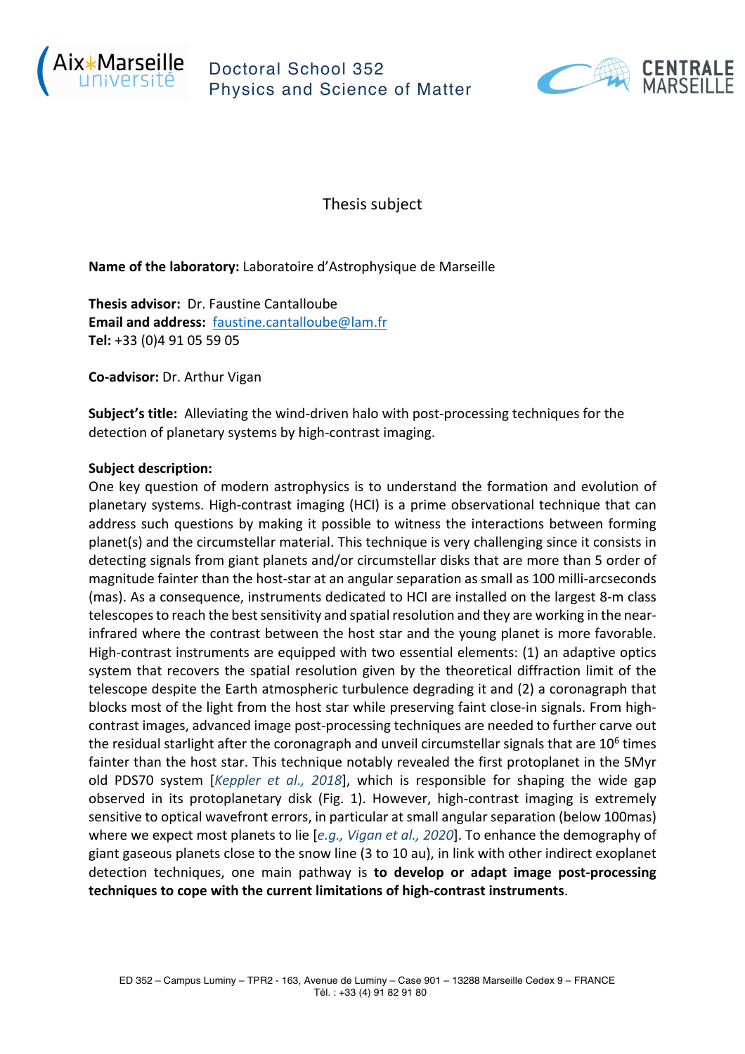Doctoral School 352
Physics and Science of Matter

Thesis subject

**Name of the laboratory:** Laboratoire d'Astrophysique de Marseille

**Thesis advisor:** Dr. Faustine Cantalloube
**Email and address:** faustine.cantalloube@lam.fr
**Tel:** +33 (0)4 91 05 59 05

**Co-advisor:** Dr. Arthur Vigan

**Subject's title:** Alleviating the wind-driven halo with post-processing techniques for the detection of planetary systems by high-contrast imaging.

**Subject description:**

One key question of modern astrophysics is to understand the formation and evolution of planetary systems. High-contrast imaging (HCI) is a prime observational technique that can address such questions by making it possible to witness the interactions between forming planet(s) and the circumstellar material. This technique is very challenging since it consists in detecting signals from giant planets and/or circumstellar disks that are more than 5 order of magnitude fainter than the host-star at an angular separation as small as 100 milli-arcseconds (mas). As a consequence, instruments dedicated to HCI are installed on the largest 8-m class telescopes to reach the best sensitivity and spatial resolution and they are working in the near-infrared where the contrast between the host star and the young planet is more favorable. High-contrast instruments are equipped with two essential elements: (1) an adaptive optics system that recovers the spatial resolution given by the theoretical diffraction limit of the telescope despite the Earth atmospheric turbulence degrading it and (2) a coronagraph that blocks most of the light from the host star while preserving faint close-in signals. From high-contrast images, advanced image post-processing techniques are needed to further carve out the residual starlight after the coronagraph and unveil circumstellar signals that are $10^6$ times fainter than the host star. This technique notably revealed the first protoplanet in the 5Myr old PDS70 system [*Keppler et al., 2018*], which is responsible for shaping the wide gap observed in its protoplanetary disk (Fig. 1). However, high-contrast imaging is extremely sensitive to optical wavefront errors, in particular at small angular separation (below 100mas) where we expect most planets to lie [*e.g., Vigan et al., 2020*]. To enhance the demography of giant gaseous planets close to the snow line (3 to 10 au), in link with other indirect exoplanet detection techniques, one main pathway is **to develop or adapt image post-processing techniques to cope with the current limitations of high-contrast instruments**.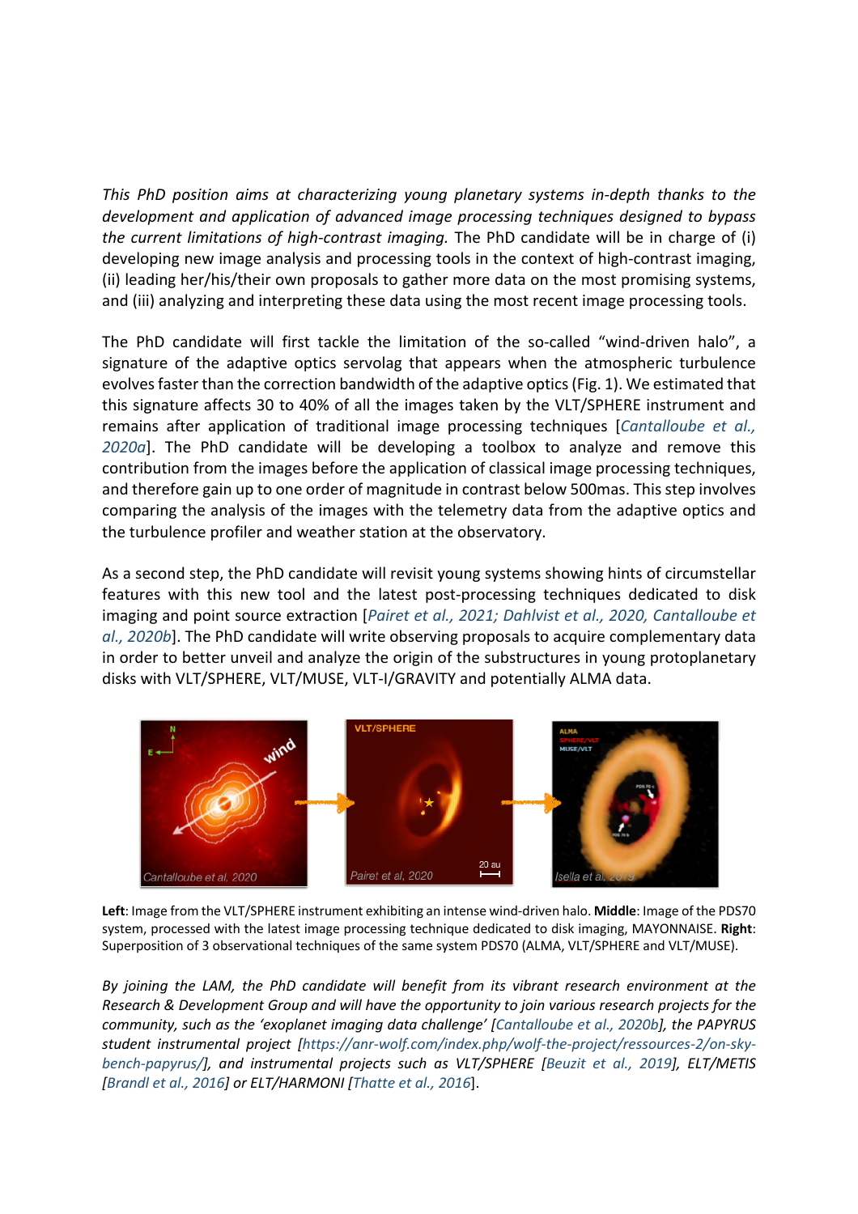*This PhD position aims at characterizing young planetary systems in-depth thanks to the development and application of advanced image processing techniques designed to bypass the current limitations of high-contrast imaging.* The PhD candidate will be in charge of (i) developing new image analysis and processing tools in the context of high-contrast imaging, (ii) leading her/his/their own proposals to gather more data on the most promising systems, and (iii) analyzing and interpreting these data using the most recent image processing tools.

The PhD candidate will first tackle the limitation of the so-called "wind-driven halo", a signature of the adaptive optics servolag that appears when the atmospheric turbulence evolves faster than the correction bandwidth of the adaptive optics (Fig. 1). We estimated that this signature affects 30 to 40% of all the images taken by the VLT/SPHERE instrument and remains after application of traditional image processing techniques [*Cantalloube et al., 2020a*]. The PhD candidate will be developing a toolbox to analyze and remove this contribution from the images before the application of classical image processing techniques, and therefore gain up to one order of magnitude in contrast below 500mas. This step involves comparing the analysis of the images with the telemetry data from the adaptive optics and the turbulence profiler and weather station at the observatory.

As a second step, the PhD candidate will revisit young systems showing hints of circumstellar features with this new tool and the latest post-processing techniques dedicated to disk imaging and point source extraction [*Pairet et al., 2021; Dahlvist et al., 2020, Cantalloube et al., 2020b*]. The PhD candidate will write observing proposals to acquire complementary data in order to better unveil and analyze the origin of the substructures in young protoplanetary disks with VLT/SPHERE, VLT/MUSE, VLT-I/GRAVITY and potentially ALMA data.

**Left**: Image from the VLT/SPHERE instrument exhibiting an intense wind-driven halo. **Middle**: Image of the PDS70 system, processed with the latest image processing technique dedicated to disk imaging, MAYONNAISE. **Right**: Superposition of 3 observational techniques of the same system PDS70 (ALMA, VLT/SPHERE and VLT/MUSE).

*By joining the LAM, the PhD candidate will benefit from its vibrant research environment at the Research & Development Group and will have the opportunity to join various research projects for the community, such as the 'exoplanet imaging data challenge' [Cantalloube et al., 2020b], the PAPYRUS student instrumental project [https://anr-wolf.com/index.php/wolf-the-project/ressources-2/on-sky-bench-papyrus/], and instrumental projects such as VLT/SPHERE [Beuzit et al., 2019], ELT/METIS [Brandl et al., 2016] or ELT/HARMONI [Thatte et al., 2016]*.